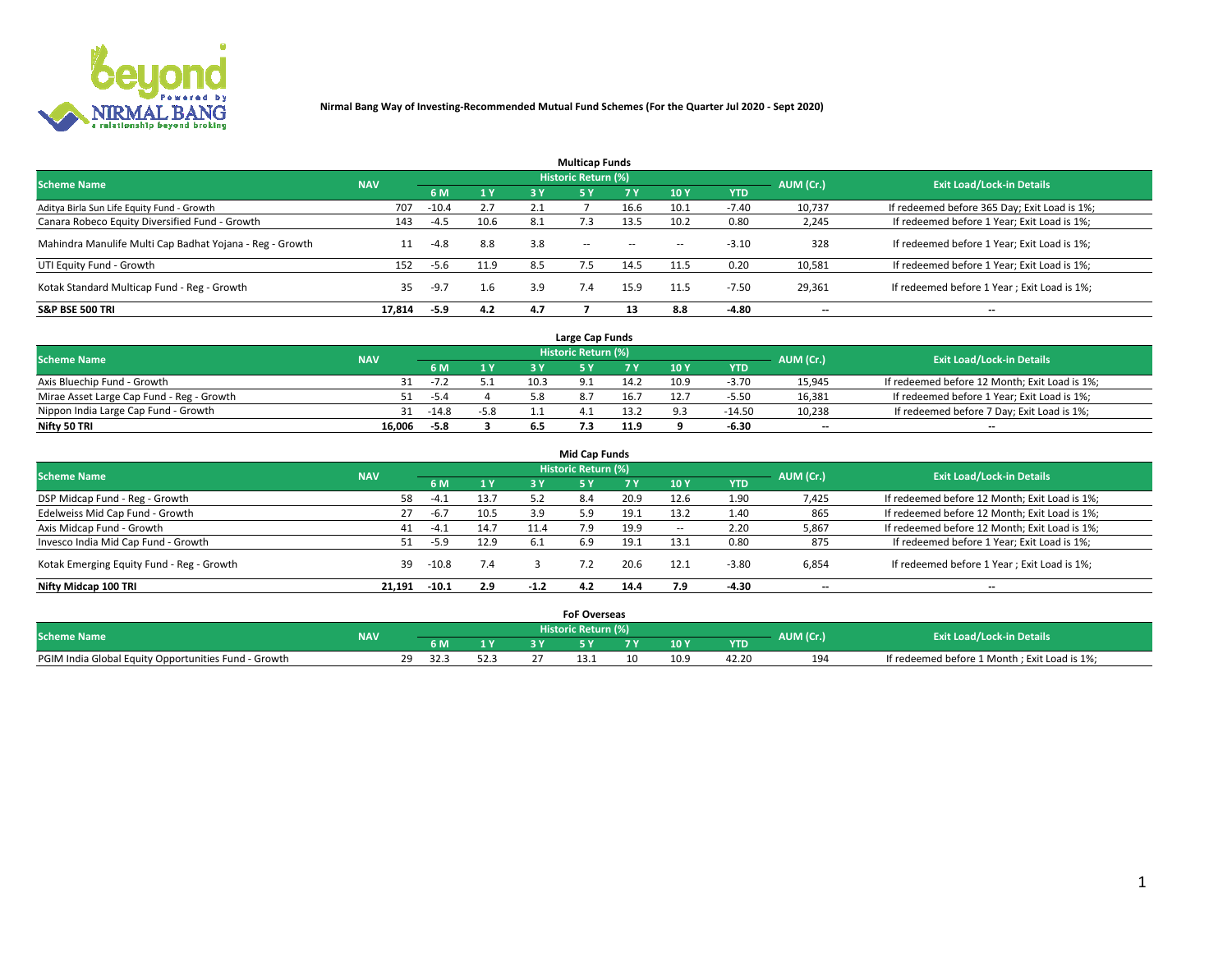**Nirmal Bang Way of Investing-Recommended Mutual Fund Schemes (For the Quarter Jul 2020 - Sept 2020)**

### Multicap Funds

| Scheme Name | NAV | Historic Return (%) | | | | | | | AUM (Cr.) | Exit Load/Lock-in Details |
|---|---|---|---|---|---|---|---|---|---|---|
| | | 6 M | 1 Y | 3 Y | 5 Y | 7 Y | 10 Y | YTD | | |
| Aditya Birla Sun Life Equity Fund - Growth | 707 | -10.4 | 2.7 | 2.1 | 7 | 16.6 | 10.1 | -7.40 | 10,737 | If redeemed before 365 Day; Exit Load is 1%; |
| Canara Robeco Equity Diversified Fund - Growth | 143 | -4.5 | 10.6 | 8.1 | 7.3 | 13.5 | 10.2 | 0.80 | 2,245 | If redeemed before 1 Year; Exit Load is 1%; |
| Mahindra Manulife Multi Cap Badhat Yojana - Reg - Growth | 11 | -4.8 | 8.8 | 3.8 | -- | -- | -- | -3.10 | 328 | If redeemed before 1 Year; Exit Load is 1%; |
| UTI Equity Fund - Growth | 152 | -5.6 | 11.9 | 8.5 | 7.5 | 14.5 | 11.5 | 0.20 | 10,581 | If redeemed before 1 Year; Exit Load is 1%; |
| Kotak Standard Multicap Fund - Reg - Growth | 35 | -9.7 | 1.6 | 3.9 | 7.4 | 15.9 | 11.5 | -7.50 | 29,361 | If redeemed before 1 Year ; Exit Load is 1%; |
| **S&P BSE 500 TRI** | **17,814** | **-5.9** | **4.2** | **4.7** | **7** | **13** | **8.8** | **-4.80** | **--** | **--** |

### Large Cap Funds

| Scheme Name | NAV | Historic Return (%) | | | | | | | AUM (Cr.) | Exit Load/Lock-in Details |
|---|---|---|---|---|---|---|---|---|---|---|
| | | 6 M | 1 Y | 3 Y | 5 Y | 7 Y | 10 Y | YTD | | |
| Axis Bluechip Fund - Growth | 31 | -7.2 | 5.1 | 10.3 | 9.1 | 14.2 | 10.9 | -3.70 | 15,945 | If redeemed before 12 Month; Exit Load is 1%; |
| Mirae Asset Large Cap Fund - Reg - Growth | 51 | -5.4 | 4 | 5.8 | 8.7 | 16.7 | 12.7 | -5.50 | 16,381 | If redeemed before 1 Year; Exit Load is 1%; |
| Nippon India Large Cap Fund - Growth | 31 | -14.8 | -5.8 | 1.1 | 4.1 | 13.2 | 9.3 | -14.50 | 10,238 | If redeemed before 7 Day; Exit Load is 1%; |
| **Nifty 50 TRI** | **16,006** | **-5.8** | **3** | **6.5** | **7.3** | **11.9** | **9** | **-6.30** | **--** | **--** |

### Mid Cap Funds

| Scheme Name | NAV | Historic Return (%) | | | | | | | AUM (Cr.) | Exit Load/Lock-in Details |
|---|---|---|---|---|---|---|---|---|---|---|
| | | 6 M | 1 Y | 3 Y | 5 Y | 7 Y | 10 Y | YTD | | |
| DSP Midcap Fund - Reg - Growth | 58 | -4.1 | 13.7 | 5.2 | 8.4 | 20.9 | 12.6 | 1.90 | 7,425 | If redeemed before 12 Month; Exit Load is 1%; |
| Edelweiss Mid Cap Fund - Growth | 27 | -6.7 | 10.5 | 3.9 | 5.9 | 19.1 | 13.2 | 1.40 | 865 | If redeemed before 12 Month; Exit Load is 1%; |
| Axis Midcap Fund - Growth | 41 | -4.1 | 14.7 | 11.4 | 7.9 | 19.9 | -- | 2.20 | 5,867 | If redeemed before 12 Month; Exit Load is 1%; |
| Invesco India Mid Cap Fund - Growth | 51 | -5.9 | 12.9 | 6.1 | 6.9 | 19.1 | 13.1 | 0.80 | 875 | If redeemed before 1 Year; Exit Load is 1%; |
| Kotak Emerging Equity Fund - Reg - Growth | 39 | -10.8 | 7.4 | 3 | 7.2 | 20.6 | 12.1 | -3.80 | 6,854 | If redeemed before 1 Year ; Exit Load is 1%; |
| **Nifty Midcap 100 TRI** | **21,191** | **-10.1** | **2.9** | **-1.2** | **4.2** | **14.4** | **7.9** | **-4.30** | **--** | **--** |

### FoF Overseas

| Scheme Name | NAV | Historic Return (%) | | | | | | | AUM (Cr.) | Exit Load/Lock-in Details |
|---|---|---|---|---|---|---|---|---|---|---|
| | | 6 M | 1 Y | 3 Y | 5 Y | 7 Y | 10 Y | YTD | | |
| PGIM India Global Equity Opportunities Fund - Growth | 29 | 32.3 | 52.3 | 27 | 13.1 | 10 | 10.9 | 42.20 | 194 | If redeemed before 1 Month ; Exit Load is 1%; |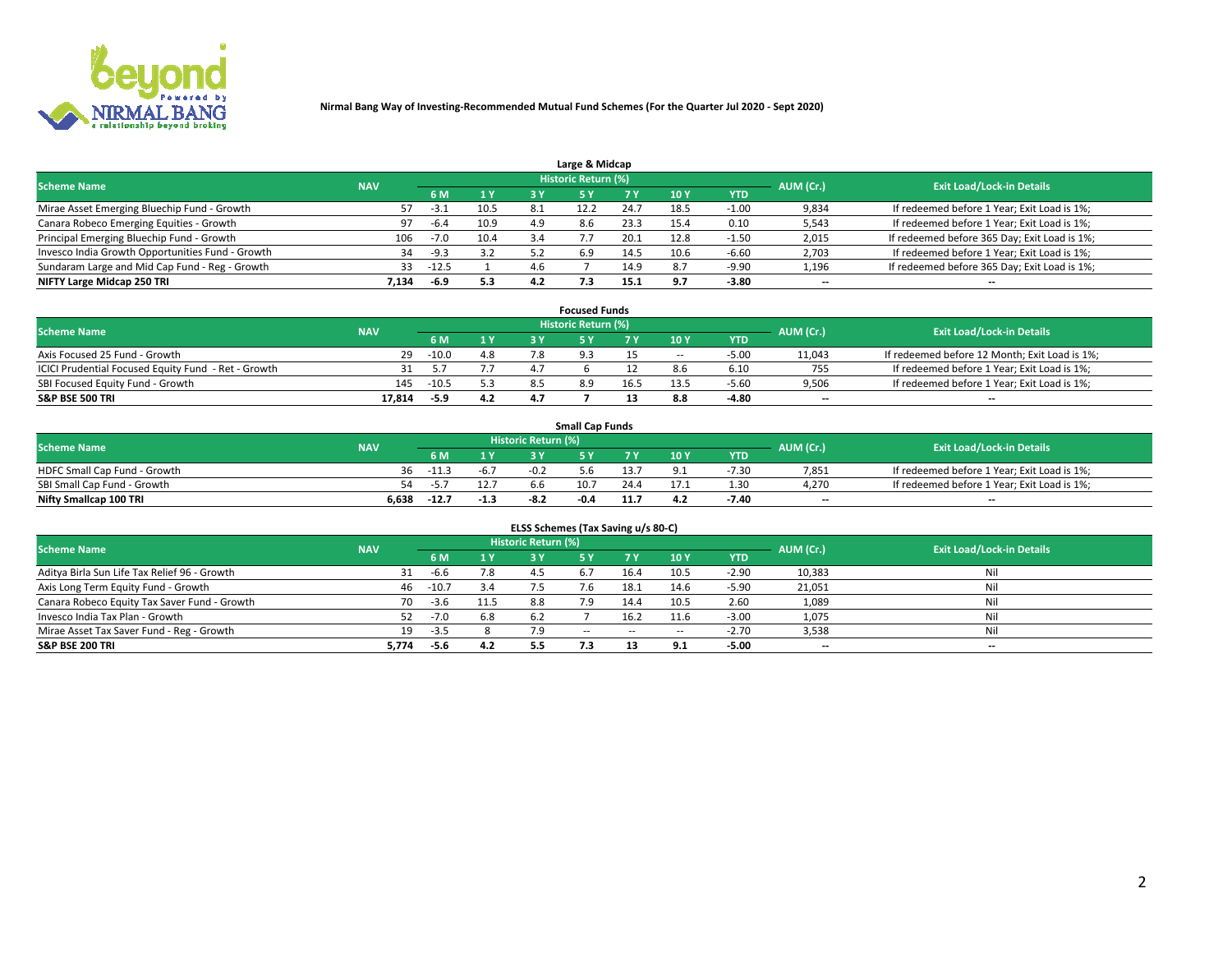**Nirmal Bang Way of Investing-Recommended Mutual Fund Schemes (For the Quarter Jul 2020 - Sept 2020)**

### Large & Midcap

| Scheme Name | NAV | Historic Return (%) | | | | | | | AUM (Cr.) | Exit Load/Lock-in Details |
|---|---|---|---|---|---|---|---|---|---|---|
| | | 6 M | 1 Y | 3 Y | 5 Y | 7 Y | 10 Y | YTD | | |
| Mirae Asset Emerging Bluechip Fund - Growth | 57 | -3.1 | 10.5 | 8.1 | 12.2 | 24.7 | 18.5 | -1.00 | 9,834 | If redeemed before 1 Year; Exit Load is 1%; |
| Canara Robeco Emerging Equities - Growth | 97 | -6.4 | 10.9 | 4.9 | 8.6 | 23.3 | 15.4 | 0.10 | 5,543 | If redeemed before 1 Year; Exit Load is 1%; |
| Principal Emerging Bluechip Fund - Growth | 106 | -7.0 | 10.4 | 3.4 | 7.7 | 20.1 | 12.8 | -1.50 | 2,015 | If redeemed before 365 Day; Exit Load is 1%; |
| Invesco India Growth Opportunities Fund - Growth | 34 | -9.3 | 3.2 | 5.2 | 6.9 | 14.5 | 10.6 | -6.60 | 2,703 | If redeemed before 1 Year; Exit Load is 1%; |
| Sundaram Large and Mid Cap Fund - Reg - Growth | 33 | -12.5 | 1 | 4.6 | 7 | 14.9 | 8.7 | -9.90 | 1,196 | If redeemed before 365 Day; Exit Load is 1%; |
| **NIFTY Large Midcap 250 TRI** | **7,134** | **-6.9** | **5.3** | **4.2** | **7.3** | **15.1** | **9.7** | **-3.80** | -- | -- |

### Focused Funds

| Scheme Name | NAV | Historic Return (%) | | | | | | | AUM (Cr.) | Exit Load/Lock-in Details |
|---|---|---|---|---|---|---|---|---|---|---|
| | | 6 M | 1 Y | 3 Y | 5 Y | 7 Y | 10 Y | YTD | | |
| Axis Focused 25 Fund - Growth | 29 | -10.0 | 4.8 | 7.8 | 9.3 | 15 | -- | -5.00 | 11,043 | If redeemed before 12 Month; Exit Load is 1%; |
| ICICI Prudential Focused Equity Fund - Ret - Growth | 31 | 5.7 | 7.7 | 4.7 | 6 | 12 | 8.6 | 6.10 | 755 | If redeemed before 1 Year; Exit Load is 1%; |
| SBI Focused Equity Fund - Growth | 145 | -10.5 | 5.3 | 8.5 | 8.9 | 16.5 | 13.5 | -5.60 | 9,506 | If redeemed before 1 Year; Exit Load is 1%; |
| **S&P BSE 500 TRI** | **17,814** | **-5.9** | **4.2** | **4.7** | **7** | **13** | **8.8** | **-4.80** | -- | -- |

### Small Cap Funds

| Scheme Name | NAV | Historic Return (%) | | | | | | | AUM (Cr.) | Exit Load/Lock-in Details |
|---|---|---|---|---|---|---|---|---|---|---|
| | | 6 M | 1 Y | 3 Y | 5 Y | 7 Y | 10 Y | YTD | | |
| HDFC Small Cap Fund - Growth | 36 | -11.3 | -6.7 | -0.2 | 5.6 | 13.7 | 9.1 | -7.30 | 7,851 | If redeemed before 1 Year; Exit Load is 1%; |
| SBI Small Cap Fund - Growth | 54 | -5.7 | 12.7 | 6.6 | 10.7 | 24.4 | 17.1 | 1.30 | 4,270 | If redeemed before 1 Year; Exit Load is 1%; |
| **Nifty Smallcap 100 TRI** | **6,638** | **-12.7** | **-1.3** | **-8.2** | **-0.4** | **11.7** | **4.2** | **-7.40** | -- | -- |

### ELSS Schemes (Tax Saving u/s 80-C)

| Scheme Name | NAV | Historic Return (%) | | | | | | | AUM (Cr.) | Exit Load/Lock-in Details |
|---|---|---|---|---|---|---|---|---|---|---|
| | | 6 M | 1 Y | 3 Y | 5 Y | 7 Y | 10 Y | YTD | | |
| Aditya Birla Sun Life Tax Relief 96 - Growth | 31 | -6.6 | 7.8 | 4.5 | 6.7 | 16.4 | 10.5 | -2.90 | 10,383 | Nil |
| Axis Long Term Equity Fund - Growth | 46 | -10.7 | 3.4 | 7.5 | 7.6 | 18.1 | 14.6 | -5.90 | 21,051 | Nil |
| Canara Robeco Equity Tax Saver Fund - Growth | 70 | -3.6 | 11.5 | 8.8 | 7.9 | 14.4 | 10.5 | 2.60 | 1,089 | Nil |
| Invesco India Tax Plan - Growth | 52 | -7.0 | 6.8 | 6.2 | 7 | 16.2 | 11.6 | -3.00 | 1,075 | Nil |
| Mirae Asset Tax Saver Fund - Reg - Growth | 19 | -3.5 | 8 | 7.9 | -- | -- | -- | -2.70 | 3,538 | Nil |
| **S&P BSE 200 TRI** | **5,774** | **-5.6** | **4.2** | **5.5** | **7.3** | **13** | **9.1** | **-5.00** | -- | -- |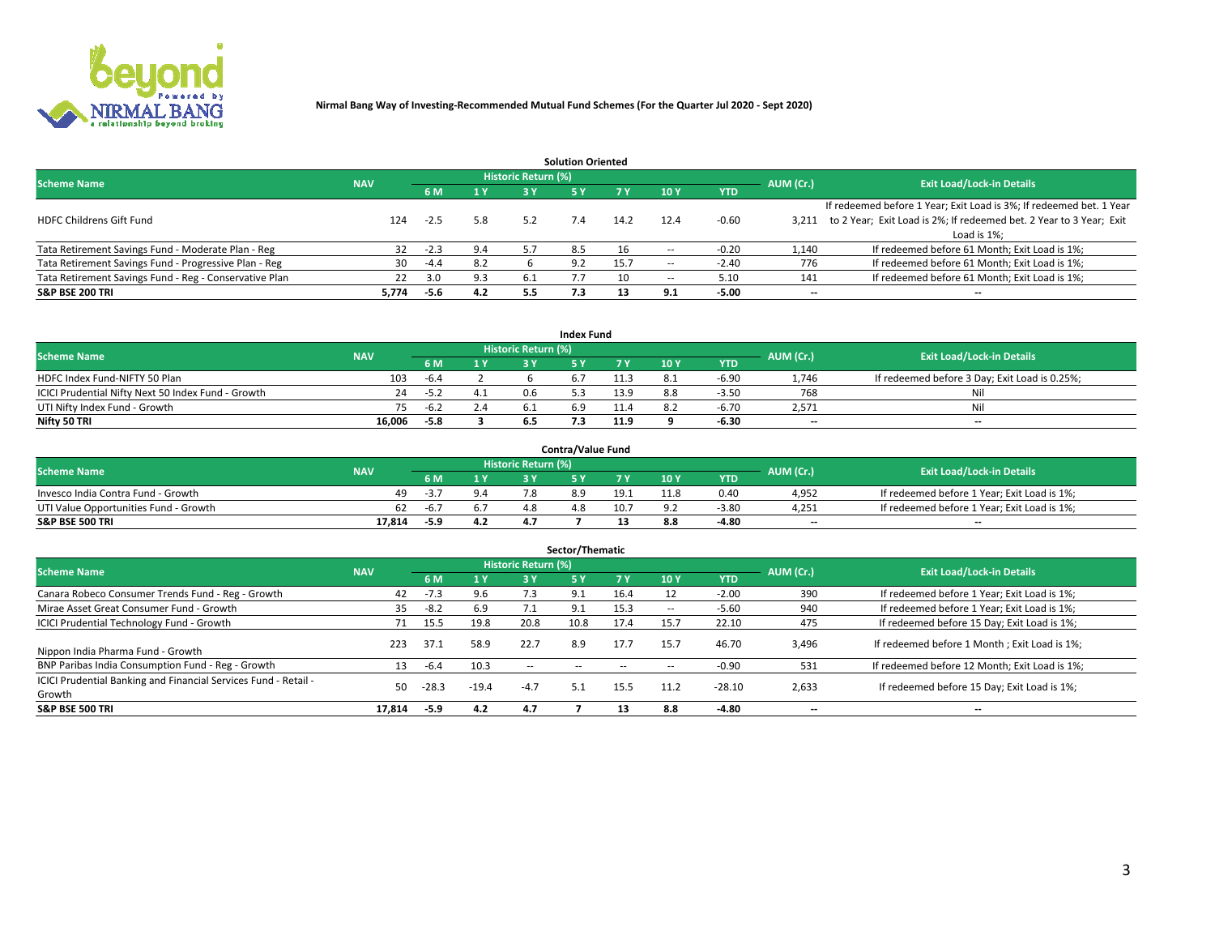**Nirmal Bang Way of Investing-Recommended Mutual Fund Schemes (For the Quarter Jul 2020 - Sept 2020)**

## Solution Oriented

| Scheme Name | NAV | Historic Return (%) | | | | | | | AUM (Cr.) | Exit Load/Lock-in Details |
|---|---|---|---|---|---|---|---|---|---|---|
| | | 6 M | 1 Y | 3 Y | 5 Y | 7 Y | 10 Y | YTD | | |
| HDFC Childrens Gift Fund | 124 | -2.5 | 5.8 | 5.2 | 7.4 | 14.2 | 12.4 | -0.60 | 3,211 | If redeemed before 1 Year; Exit Load is 3%; If redeemed bet. 1 Year to 2 Year; Exit Load is 2%; If redeemed bet. 2 Year to 3 Year; Exit Load is 1%; |
| Tata Retirement Savings Fund - Moderate Plan - Reg | 32 | -2.3 | 9.4 | 5.7 | 8.5 | 16 | -- | -0.20 | 1,140 | If redeemed before 61 Month; Exit Load is 1%; |
| Tata Retirement Savings Fund - Progressive Plan - Reg | 30 | -4.4 | 8.2 | 6 | 9.2 | 15.7 | -- | -2.40 | 776 | If redeemed before 61 Month; Exit Load is 1%; |
| Tata Retirement Savings Fund - Reg - Conservative Plan | 22 | 3.0 | 9.3 | 6.1 | 7.7 | 10 | -- | 5.10 | 141 | If redeemed before 61 Month; Exit Load is 1%; |
| **S&P BSE 200 TRI** | **5,774** | **-5.6** | **4.2** | **5.5** | **7.3** | **13** | **9.1** | **-5.00** | **--** | **--** |

## Index Fund

| Scheme Name | NAV | Historic Return (%) | | | | | | | AUM (Cr.) | Exit Load/Lock-in Details |
|---|---|---|---|---|---|---|---|---|---|---|
| | | 6 M | 1 Y | 3 Y | 5 Y | 7 Y | 10 Y | YTD | | |
| HDFC Index Fund-NIFTY 50 Plan | 103 | -6.4 | 2 | 6 | 6.7 | 11.3 | 8.1 | -6.90 | 1,746 | If redeemed before 3 Day; Exit Load is 0.25%; |
| ICICI Prudential Nifty Next 50 Index Fund - Growth | 24 | -5.2 | 4.1 | 0.6 | 5.3 | 13.9 | 8.8 | -3.50 | 768 | Nil |
| UTI Nifty Index Fund - Growth | 75 | -6.2 | 2.4 | 6.1 | 6.9 | 11.4 | 8.2 | -6.70 | 2,571 | Nil |
| **Nifty 50 TRI** | **16,006** | **-5.8** | **3** | **6.5** | **7.3** | **11.9** | **9** | **-6.30** | **--** | **--** |

## Contra/Value Fund

| Scheme Name | NAV | Historic Return (%) | | | | | | | AUM (Cr.) | Exit Load/Lock-in Details |
|---|---|---|---|---|---|---|---|---|---|---|
| | | 6 M | 1 Y | 3 Y | 5 Y | 7 Y | 10 Y | YTD | | |
| Invesco India Contra Fund - Growth | 49 | -3.7 | 9.4 | 7.8 | 8.9 | 19.1 | 11.8 | 0.40 | 4,952 | If redeemed before 1 Year; Exit Load is 1%; |
| UTI Value Opportunities Fund - Growth | 62 | -6.7 | 6.7 | 4.8 | 4.8 | 10.7 | 9.2 | -3.80 | 4,251 | If redeemed before 1 Year; Exit Load is 1%; |
| **S&P BSE 500 TRI** | **17,814** | **-5.9** | **4.2** | **4.7** | **7** | **13** | **8.8** | **-4.80** | **--** | **--** |

## Sector/Thematic

| Scheme Name | NAV | Historic Return (%) | | | | | | | AUM (Cr.) | Exit Load/Lock-in Details |
|---|---|---|---|---|---|---|---|---|---|---|
| | | 6 M | 1 Y | 3 Y | 5 Y | 7 Y | 10 Y | YTD | | |
| Canara Robeco Consumer Trends Fund - Reg - Growth | 42 | -7.3 | 9.6 | 7.3 | 9.1 | 16.4 | 12 | -2.00 | 390 | If redeemed before 1 Year; Exit Load is 1%; |
| Mirae Asset Great Consumer Fund - Growth | 35 | -8.2 | 6.9 | 7.1 | 9.1 | 15.3 | -- | -5.60 | 940 | If redeemed before 1 Year; Exit Load is 1%; |
| ICICI Prudential Technology Fund - Growth | 71 | 15.5 | 19.8 | 20.8 | 10.8 | 17.4 | 15.7 | 22.10 | 475 | If redeemed before 15 Day; Exit Load is 1%; |
| Nippon India Pharma Fund - Growth | 223 | 37.1 | 58.9 | 22.7 | 8.9 | 17.7 | 15.7 | 46.70 | 3,496 | If redeemed before 1 Month ; Exit Load is 1%; |
| BNP Paribas India Consumption Fund - Reg - Growth | 13 | -6.4 | 10.3 | -- | -- | -- | -- | -0.90 | 531 | If redeemed before 12 Month; Exit Load is 1%; |
| ICICI Prudential Banking and Financial Services Fund - Retail - Growth | 50 | -28.3 | -19.4 | -4.7 | 5.1 | 15.5 | 11.2 | -28.10 | 2,633 | If redeemed before 15 Day; Exit Load is 1%; |
| **S&P BSE 500 TRI** | **17,814** | **-5.9** | **4.2** | **4.7** | **7** | **13** | **8.8** | **-4.80** | **--** | **--** |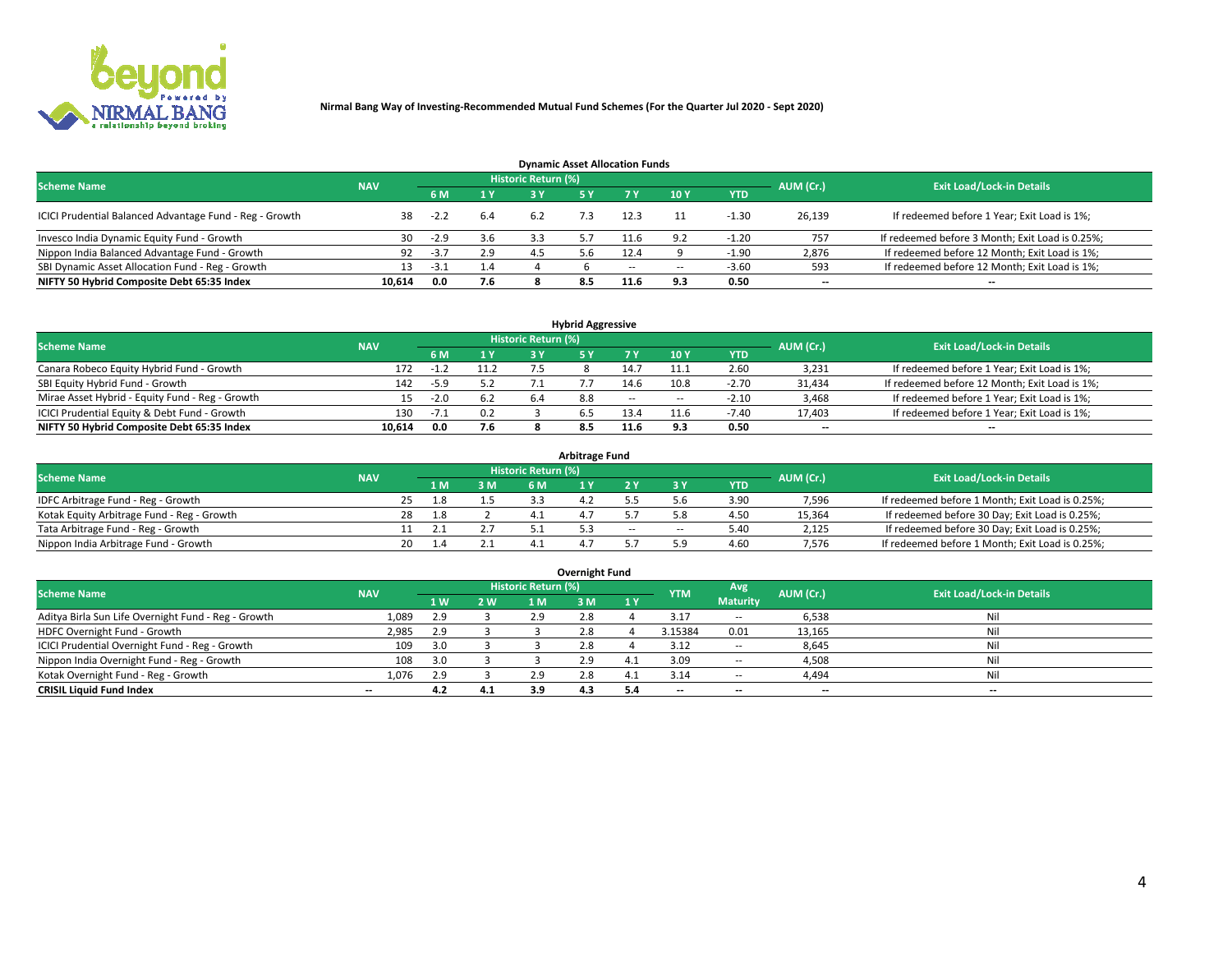**Nirmal Bang Way of Investing-Recommended Mutual Fund Schemes (For the Quarter Jul 2020 - Sept 2020)**

### Dynamic Asset Allocation Funds

| Scheme Name | NAV | Historic Return (%) | | | | | | | AUM (Cr.) | Exit Load/Lock-in Details |
|---|---|---|---|---|---|---|---|---|---|---|
| | | 6 M | 1 Y | 3 Y | 5 Y | 7 Y | 10 Y | YTD | | |
| ICICI Prudential Balanced Advantage Fund - Reg - Growth | 38 | -2.2 | 6.4 | 6.2 | 7.3 | 12.3 | 11 | -1.30 | 26,139 | If redeemed before 1 Year; Exit Load is 1%; |
| Invesco India Dynamic Equity Fund - Growth | 30 | -2.9 | 3.6 | 3.3 | 5.7 | 11.6 | 9.2 | -1.20 | 757 | If redeemed before 3 Month; Exit Load is 0.25%; |
| Nippon India Balanced Advantage Fund - Growth | 92 | -3.7 | 2.9 | 4.5 | 5.6 | 12.4 | 9 | -1.90 | 2,876 | If redeemed before 12 Month; Exit Load is 1%; |
| SBI Dynamic Asset Allocation Fund - Reg - Growth | 13 | -3.1 | 1.4 | 4 | 6 | -- | -- | -3.60 | 593 | If redeemed before 12 Month; Exit Load is 1%; |
| **NIFTY 50 Hybrid Composite Debt 65:35 Index** | **10,614** | **0.0** | **7.6** | **8** | **8.5** | **11.6** | **9.3** | **0.50** | **--** | **--** |

### Hybrid Aggressive

| Scheme Name | NAV | Historic Return (%) | | | | | | | AUM (Cr.) | Exit Load/Lock-in Details |
|---|---|---|---|---|---|---|---|---|---|---|
| | | 6 M | 1 Y | 3 Y | 5 Y | 7 Y | 10 Y | YTD | | |
| Canara Robeco Equity Hybrid Fund - Growth | 172 | -1.2 | 11.2 | 7.5 | 8 | 14.7 | 11.1 | 2.60 | 3,231 | If redeemed before 1 Year; Exit Load is 1%; |
| SBI Equity Hybrid Fund - Growth | 142 | -5.9 | 5.2 | 7.1 | 7.7 | 14.6 | 10.8 | -2.70 | 31,434 | If redeemed before 12 Month; Exit Load is 1%; |
| Mirae Asset Hybrid - Equity Fund - Reg - Growth | 15 | -2.0 | 6.2 | 6.4 | 8.8 | -- | -- | -2.10 | 3,468 | If redeemed before 1 Year; Exit Load is 1%; |
| ICICI Prudential Equity & Debt Fund - Growth | 130 | -7.1 | 0.2 | 3 | 6.5 | 13.4 | 11.6 | -7.40 | 17,403 | If redeemed before 1 Year; Exit Load is 1%; |
| **NIFTY 50 Hybrid Composite Debt 65:35 Index** | **10,614** | **0.0** | **7.6** | **8** | **8.5** | **11.6** | **9.3** | **0.50** | **--** | **--** |

### Arbitrage Fund

| Scheme Name | NAV | Historic Return (%) | | | | | | | AUM (Cr.) | Exit Load/Lock-in Details |
|---|---|---|---|---|---|---|---|---|---|---|
| | | 1 M | 3 M | 6 M | 1 Y | 2 Y | 3 Y | YTD | | |
| IDFC Arbitrage Fund - Reg - Growth | 25 | 1.8 | 1.5 | 3.3 | 4.2 | 5.5 | 5.6 | 3.90 | 7,596 | If redeemed before 1 Month; Exit Load is 0.25%; |
| Kotak Equity Arbitrage Fund - Reg - Growth | 28 | 1.8 | 2 | 4.1 | 4.7 | 5.7 | 5.8 | 4.50 | 15,364 | If redeemed before 30 Day; Exit Load is 0.25%; |
| Tata Arbitrage Fund - Reg - Growth | 11 | 2.1 | 2.7 | 5.1 | 5.3 | -- | -- | 5.40 | 2,125 | If redeemed before 30 Day; Exit Load is 0.25%; |
| Nippon India Arbitrage Fund - Growth | 20 | 1.4 | 2.1 | 4.1 | 4.7 | 5.7 | 5.9 | 4.60 | 7,576 | If redeemed before 1 Month; Exit Load is 0.25%; |

### Overnight Fund

| Scheme Name | NAV | Historic Return (%) | | | | | YTM | Avg Maturity | AUM (Cr.) | Exit Load/Lock-in Details |
|---|---|---|---|---|---|---|---|---|---|---|
| | | 1 W | 2 W | 1 M | 3 M | 1 Y | | | | |
| Aditya Birla Sun Life Overnight Fund - Reg - Growth | 1,089 | 2.9 | 3 | 2.9 | 2.8 | 4 | 3.17 | -- | 6,538 | Nil |
| HDFC Overnight Fund - Growth | 2,985 | 2.9 | 3 | 3 | 2.8 | 4 | 3.15384 | 0.01 | 13,165 | Nil |
| ICICI Prudential Overnight Fund - Reg - Growth | 109 | 3.0 | 3 | 3 | 2.8 | 4 | 3.12 | -- | 8,645 | Nil |
| Nippon India Overnight Fund - Reg - Growth | 108 | 3.0 | 3 | 3 | 2.9 | 4.1 | 3.09 | -- | 4,508 | Nil |
| Kotak Overnight Fund - Reg - Growth | 1,076 | 2.9 | 3 | 2.9 | 2.8 | 4.1 | 3.14 | -- | 4,494 | Nil |
| **CRISIL Liquid Fund Index** | **--** | **4.2** | **4.1** | **3.9** | **4.3** | **5.4** | **--** | **--** | **--** | **--** |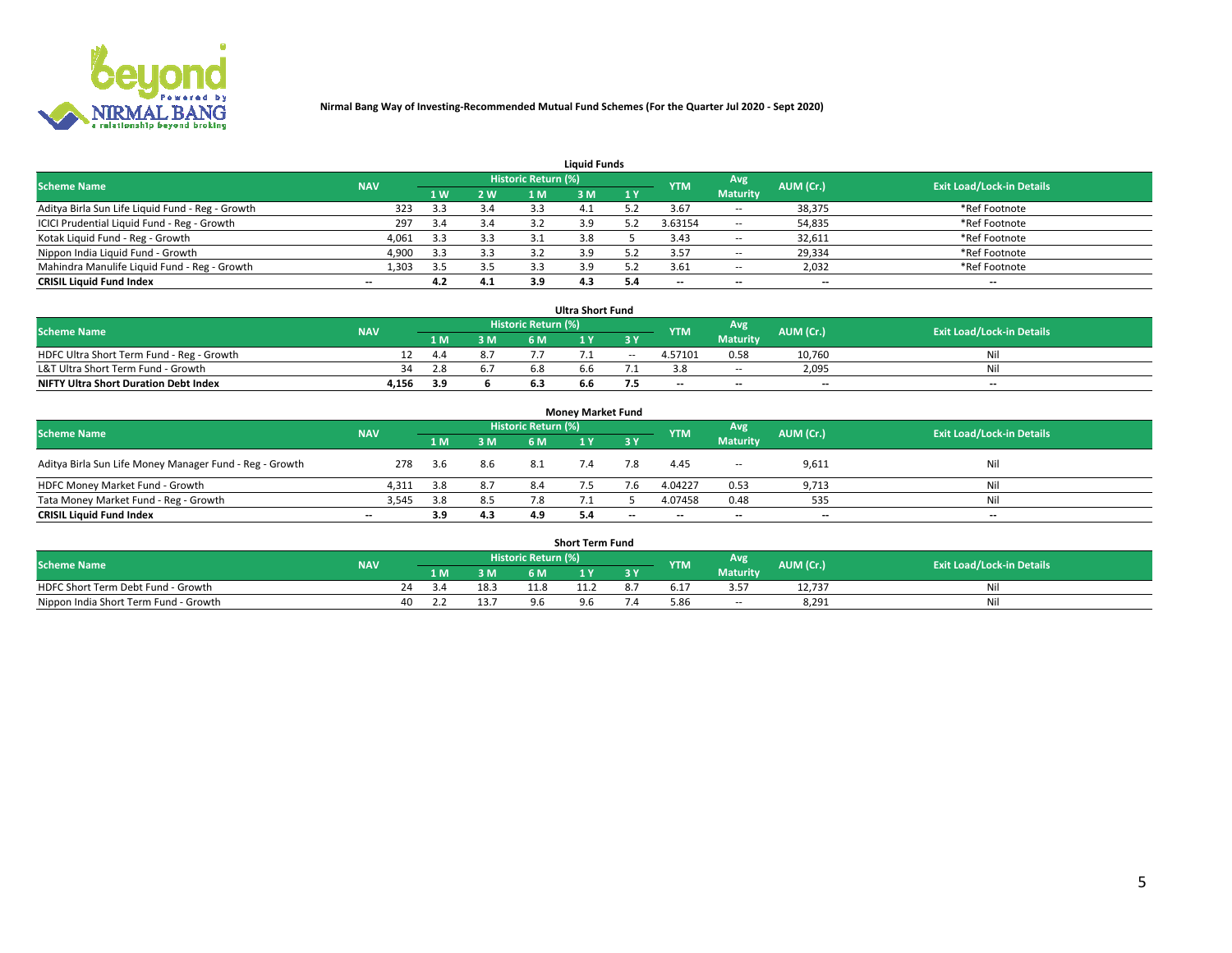Nirmal Bang Way of Investing-Recommended Mutual Fund Schemes (For the Quarter Jul 2020 - Sept 2020)

### Liquid Funds

| Scheme Name | NAV | Historic Return (%) | | | | | YTM | Avg Maturity | AUM (Cr.) | Exit Load/Lock-in Details |
|---|---|---|---|---|---|---|---|---|---|---|
| | | 1 W | 2 W | 1 M | 3 M | 1 Y | | | | |
| Aditya Birla Sun Life Liquid Fund - Reg - Growth | 323 | 3.3 | 3.4 | 3.3 | 4.1 | 5.2 | 3.67 | -- | 38,375 | *Ref Footnote |
| ICICI Prudential Liquid Fund - Reg - Growth | 297 | 3.4 | 3.4 | 3.2 | 3.9 | 5.2 | 3.63154 | -- | 54,835 | *Ref Footnote |
| Kotak Liquid Fund - Reg - Growth | 4,061 | 3.3 | 3.3 | 3.1 | 3.8 | 5 | 3.43 | -- | 32,611 | *Ref Footnote |
| Nippon India Liquid Fund - Growth | 4,900 | 3.3 | 3.3 | 3.2 | 3.9 | 5.2 | 3.57 | -- | 29,334 | *Ref Footnote |
| Mahindra Manulife Liquid Fund - Reg - Growth | 1,303 | 3.5 | 3.5 | 3.3 | 3.9 | 5.2 | 3.61 | -- | 2,032 | *Ref Footnote |
| **CRISIL Liquid Fund Index** | -- | **4.2** | **4.1** | **3.9** | **4.3** | **5.4** | -- | -- | -- | -- |

### Ultra Short Fund

| Scheme Name | NAV | Historic Return (%) | | | | | YTM | Avg Maturity | AUM (Cr.) | Exit Load/Lock-in Details |
|---|---|---|---|---|---|---|---|---|---|---|
| | | 1 M | 3 M | 6 M | 1 Y | 3 Y | | | | |
| HDFC Ultra Short Term Fund - Reg - Growth | 12 | 4.4 | 8.7 | 7.7 | 7.1 | -- | 4.57101 | 0.58 | 10,760 | Nil |
| L&T Ultra Short Term Fund - Growth | 34 | 2.8 | 6.7 | 6.8 | 6.6 | 7.1 | 3.8 | -- | 2,095 | Nil |
| **NIFTY Ultra Short Duration Debt Index** | **4,156** | **3.9** | **6** | **6.3** | **6.6** | **7.5** | -- | -- | -- | -- |

### Money Market Fund

| Scheme Name | NAV | Historic Return (%) | | | | | YTM | Avg Maturity | AUM (Cr.) | Exit Load/Lock-in Details |
|---|---|---|---|---|---|---|---|---|---|---|
| | | 1 M | 3 M | 6 M | 1 Y | 3 Y | | | | |
| Aditya Birla Sun Life Money Manager Fund - Reg - Growth | 278 | 3.6 | 8.6 | 8.1 | 7.4 | 7.8 | 4.45 | -- | 9,611 | Nil |
| HDFC Money Market Fund - Growth | 4,311 | 3.8 | 8.7 | 8.4 | 7.5 | 7.6 | 4.04227 | 0.53 | 9,713 | Nil |
| Tata Money Market Fund - Reg - Growth | 3,545 | 3.8 | 8.5 | 7.8 | 7.1 | 5 | 4.07458 | 0.48 | 535 | Nil |
| **CRISIL Liquid Fund Index** | -- | **3.9** | **4.3** | **4.9** | **5.4** | -- | -- | -- | -- | -- |

### Short Term Fund

| Scheme Name | NAV | Historic Return (%) | | | | | YTM | Avg Maturity | AUM (Cr.) | Exit Load/Lock-in Details |
|---|---|---|---|---|---|---|---|---|---|---|
| | | 1 M | 3 M | 6 M | 1 Y | 3 Y | | | | |
| HDFC Short Term Debt Fund - Growth | 24 | 3.4 | 18.3 | 11.8 | 11.2 | 8.7 | 6.17 | 3.57 | 12,737 | Nil |
| Nippon India Short Term Fund - Growth | 40 | 2.2 | 13.7 | 9.6 | 9.6 | 7.4 | 5.86 | -- | 8,291 | Nil |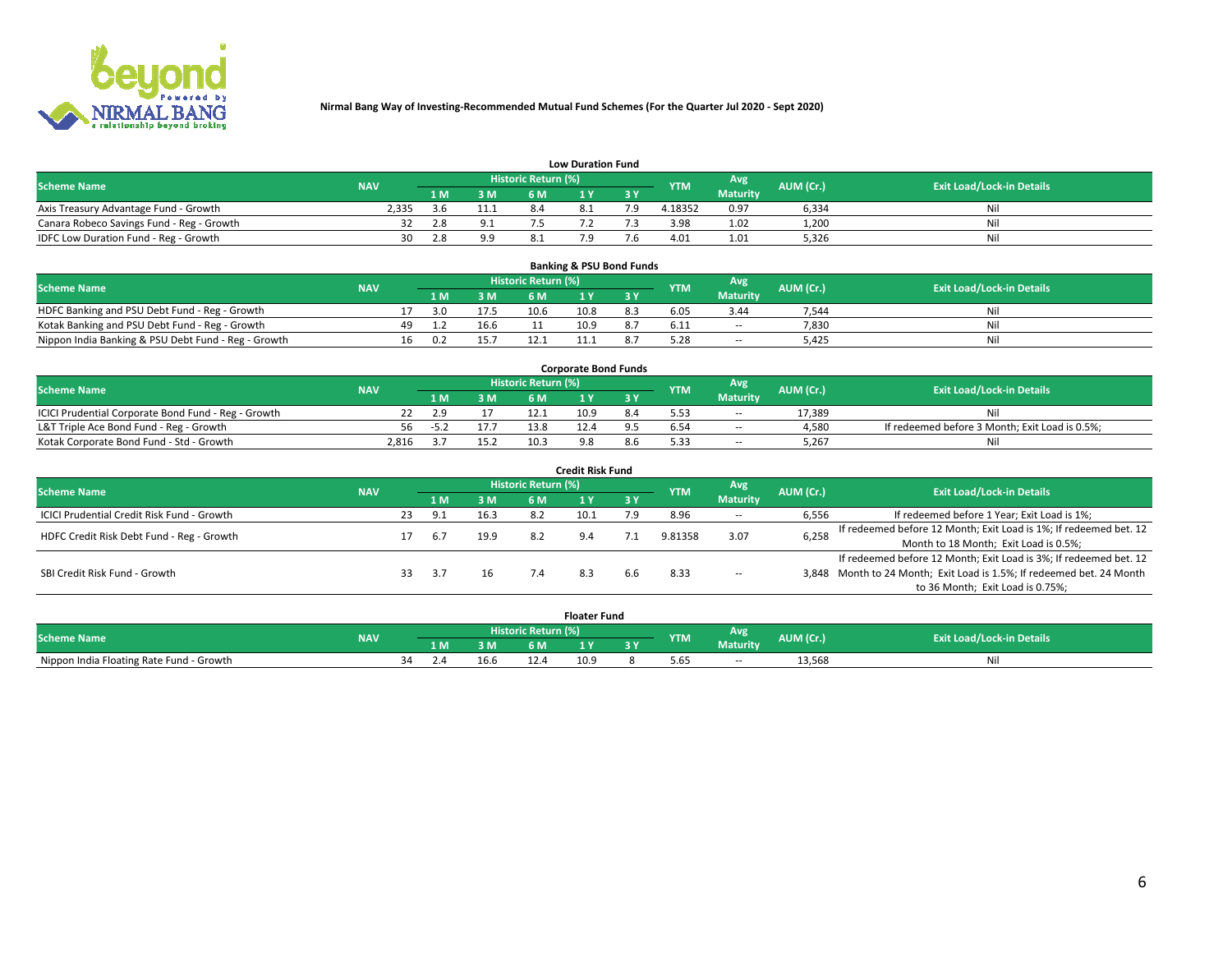**Nirmal Bang Way of Investing-Recommended Mutual Fund Schemes (For the Quarter Jul 2020 - Sept 2020)**

### Low Duration Fund

| Scheme Name | NAV | Historic Return (%) | | | | | YTM | Avg Maturity | AUM (Cr.) | Exit Load/Lock-in Details |
|---|---|---|---|---|---|---|---|---|---|---|
| | | 1 M | 3 M | 6 M | 1 Y | 3 Y | | | | |
| Axis Treasury Advantage Fund - Growth | 2,335 | 3.6 | 11.1 | 8.4 | 8.1 | 7.9 | 4.18352 | 0.97 | 6,334 | Nil |
| Canara Robeco Savings Fund - Reg - Growth | 32 | 2.8 | 9.1 | 7.5 | 7.2 | 7.3 | 3.98 | 1.02 | 1,200 | Nil |
| IDFC Low Duration Fund - Reg - Growth | 30 | 2.8 | 9.9 | 8.1 | 7.9 | 7.6 | 4.01 | 1.01 | 5,326 | Nil |

### Banking & PSU Bond Funds

| Scheme Name | NAV | Historic Return (%) | | | | | YTM | Avg Maturity | AUM (Cr.) | Exit Load/Lock-in Details |
|---|---|---|---|---|---|---|---|---|---|---|
| | | 1 M | 3 M | 6 M | 1 Y | 3 Y | | | | |
| HDFC Banking and PSU Debt Fund - Reg - Growth | 17 | 3.0 | 17.5 | 10.6 | 10.8 | 8.3 | 6.05 | 3.44 | 7,544 | Nil |
| Kotak Banking and PSU Debt Fund - Reg - Growth | 49 | 1.2 | 16.6 | 11 | 10.9 | 8.7 | 6.11 | -- | 7,830 | Nil |
| Nippon India Banking & PSU Debt Fund - Reg - Growth | 16 | 0.2 | 15.7 | 12.1 | 11.1 | 8.7 | 5.28 | -- | 5,425 | Nil |

### Corporate Bond Funds

| Scheme Name | NAV | Historic Return (%) | | | | | YTM | Avg Maturity | AUM (Cr.) | Exit Load/Lock-in Details |
|---|---|---|---|---|---|---|---|---|---|---|
| | | 1 M | 3 M | 6 M | 1 Y | 3 Y | | | | |
| ICICI Prudential Corporate Bond Fund - Reg - Growth | 22 | 2.9 | 17 | 12.1 | 10.9 | 8.4 | 5.53 | -- | 17,389 | Nil |
| L&T Triple Ace Bond Fund - Reg - Growth | 56 | -5.2 | 17.7 | 13.8 | 12.4 | 9.5 | 6.54 | -- | 4,580 | If redeemed before 3 Month; Exit Load is 0.5%; |
| Kotak Corporate Bond Fund - Std - Growth | 2,816 | 3.7 | 15.2 | 10.3 | 9.8 | 8.6 | 5.33 | -- | 5,267 | Nil |

### Credit Risk Fund

| Scheme Name | NAV | Historic Return (%) | | | | | YTM | Avg Maturity | AUM (Cr.) | Exit Load/Lock-in Details |
|---|---|---|---|---|---|---|---|---|---|---|
| | | 1 M | 3 M | 6 M | 1 Y | 3 Y | | | | |
| ICICI Prudential Credit Risk Fund - Growth | 23 | 9.1 | 16.3 | 8.2 | 10.1 | 7.9 | 8.96 | -- | 6,556 | If redeemed before 1 Year; Exit Load is 1%; |
| HDFC Credit Risk Debt Fund - Reg - Growth | 17 | 6.7 | 19.9 | 8.2 | 9.4 | 7.1 | 9.81358 | 3.07 | 6,258 | If redeemed before 12 Month; Exit Load is 1%; If redeemed bet. 12 Month to 18 Month; Exit Load is 0.5%; |
| SBI Credit Risk Fund - Growth | 33 | 3.7 | 16 | 7.4 | 8.3 | 6.6 | 8.33 | -- | 3,848 | If redeemed before 12 Month; Exit Load is 3%; If redeemed bet. 12 Month to 24 Month; Exit Load is 1.5%; If redeemed bet. 24 Month to 36 Month; Exit Load is 0.75%; |

### Floater Fund

| Scheme Name | NAV | Historic Return (%) | | | | | YTM | Avg Maturity | AUM (Cr.) | Exit Load/Lock-in Details |
|---|---|---|---|---|---|---|---|---|---|---|
| | | 1 M | 3 M | 6 M | 1 Y | 3 Y | | | | |
| Nippon India Floating Rate Fund - Growth | 34 | 2.4 | 16.6 | 12.4 | 10.9 | 8 | 5.65 | -- | 13,568 | Nil |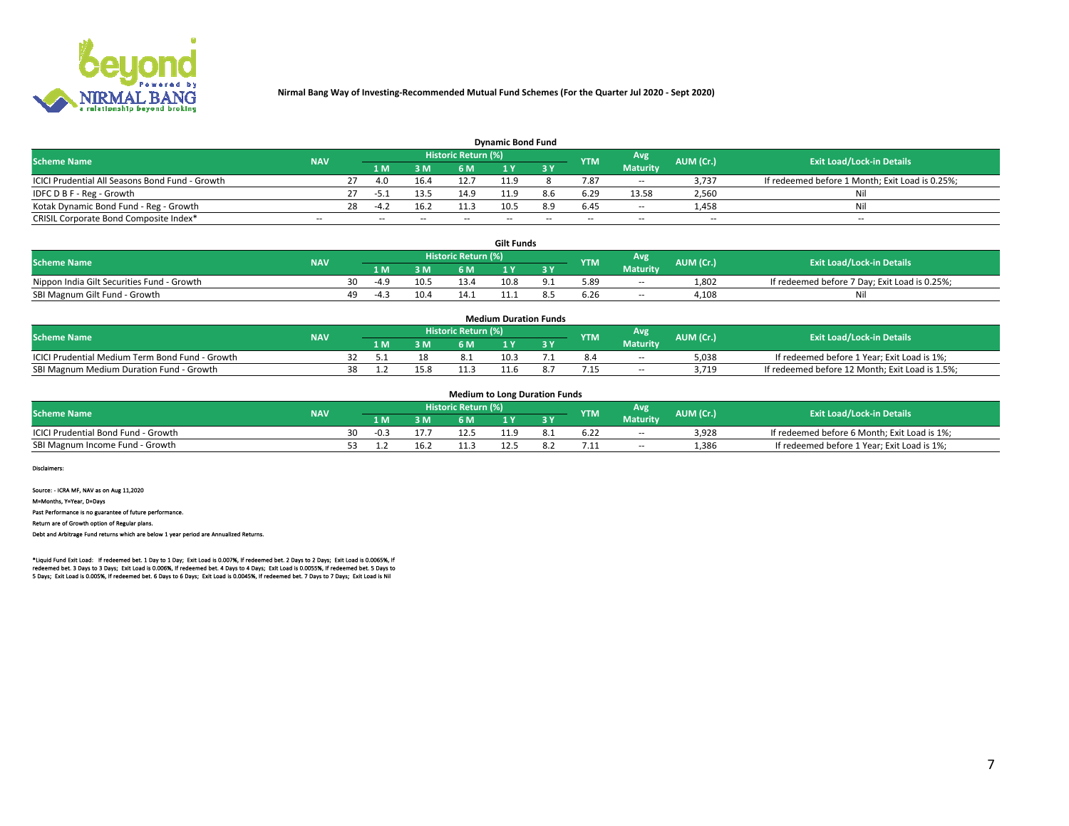**Nirmal Bang Way of Investing-Recommended Mutual Fund Schemes (For the Quarter Jul 2020 - Sept 2020)**

### Dynamic Bond Fund

| Scheme Name | NAV | Historic Return (%) | | | | | YTM | Avg Maturity | AUM (Cr.) | Exit Load/Lock-in Details |
|---|---|---|---|---|---|---|---|---|---|---|
| | | 1 M | 3 M | 6 M | 1 Y | 3 Y | | | | |
| ICICI Prudential All Seasons Bond Fund - Growth | 27 | 4.0 | 16.4 | 12.7 | 11.9 | 8 | 7.87 | -- | 3,737 | If redeemed before 1 Month; Exit Load is 0.25%; |
| IDFC D B F - Reg - Growth | 27 | -5.1 | 13.5 | 14.9 | 11.9 | 8.6 | 6.29 | 13.58 | 2,560 | Nil |
| Kotak Dynamic Bond Fund - Reg - Growth | 28 | -4.2 | 16.2 | 11.3 | 10.5 | 8.9 | 6.45 | -- | 1,458 | Nil |
| CRISIL Corporate Bond Composite Index* | -- | -- | -- | -- | -- | -- | -- | -- | -- | -- |

### Gilt Funds

| Scheme Name | NAV | Historic Return (%) | | | | | YTM | Avg Maturity | AUM (Cr.) | Exit Load/Lock-in Details |
|---|---|---|---|---|---|---|---|---|---|---|
| | | 1 M | 3 M | 6 M | 1 Y | 3 Y | | | | |
| Nippon India Gilt Securities Fund - Growth | 30 | -4.9 | 10.5 | 13.4 | 10.8 | 9.1 | 5.89 | -- | 1,802 | If redeemed before 7 Day; Exit Load is 0.25%; |
| SBI Magnum Gilt Fund - Growth | 49 | -4.3 | 10.4 | 14.1 | 11.1 | 8.5 | 6.26 | -- | 4,108 | Nil |

### Medium Duration Funds

| Scheme Name | NAV | Historic Return (%) | | | | | YTM | Avg Maturity | AUM (Cr.) | Exit Load/Lock-in Details |
|---|---|---|---|---|---|---|---|---|---|---|
| | | 1 M | 3 M | 6 M | 1 Y | 3 Y | | | | |
| ICICI Prudential Medium Term Bond Fund - Growth | 32 | 5.1 | 18 | 8.1 | 10.3 | 7.1 | 8.4 | -- | 5,038 | If redeemed before 1 Year; Exit Load is 1%; |
| SBI Magnum Medium Duration Fund - Growth | 38 | 1.2 | 15.8 | 11.3 | 11.6 | 8.7 | 7.15 | -- | 3,719 | If redeemed before 12 Month; Exit Load is 1.5%; |

### Medium to Long Duration Funds

| Scheme Name | NAV | Historic Return (%) | | | | | YTM | Avg Maturity | AUM (Cr.) | Exit Load/Lock-in Details |
|---|---|---|---|---|---|---|---|---|---|---|
| | | 1 M | 3 M | 6 M | 1 Y | 3 Y | | | | |
| ICICI Prudential Bond Fund - Growth | 30 | -0.3 | 17.7 | 12.5 | 11.9 | 8.1 | 6.22 | -- | 3,928 | If redeemed before 6 Month; Exit Load is 1%; |
| SBI Magnum Income Fund - Growth | 53 | 1.2 | 16.2 | 11.3 | 12.5 | 8.2 | 7.11 | -- | 1,386 | If redeemed before 1 Year; Exit Load is 1%; |

Disclaimers:

Source: - ICRA MF, NAV as on Aug 11,2020

M=Months, Y=Year, D=Days

Past Performance is no guarantee of future performance.

Return are of Growth option of Regular plans.

Debt and Arbitrage Fund returns which are below 1 year period are Annualized Returns.

*Liquid Fund Exit Load: If redeemed bet. 1 Day to 1 Day; Exit Load is 0.007%, If redeemed bet. 2 Days to 2 Days; Exit Load is 0.0065%, If redeemed bet. 3 Days to 3 Days; Exit Load is 0.006%, If redeemed bet. 4 Days to 4 Days; Exit Load is 0.0055%, If redeemed bet. 5 Days to 5 Days; Exit Load is 0.005%, If redeemed bet. 6 Days to 6 Days; Exit Load is 0.0045%, If redeemed bet. 7 Days to 7 Days; Exit Load is Nil